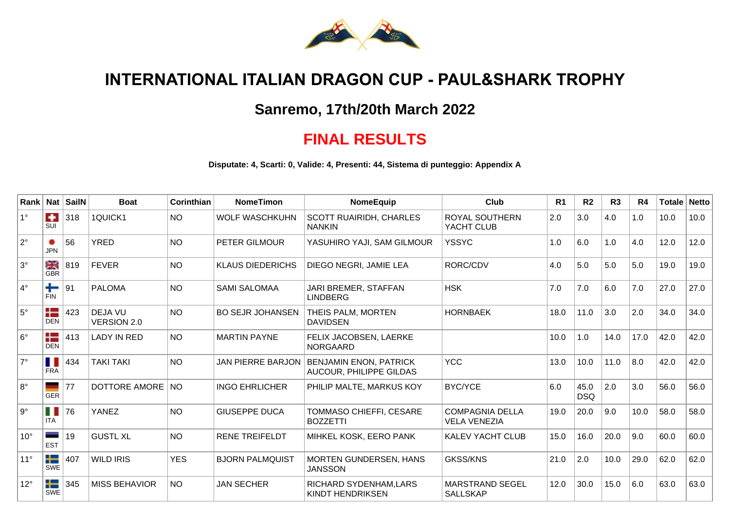# INTERNATIONAL ITALIAN DRAGON CUP - PAUL&SHARK TROPHY

## Sanremo, 17th/20th March 2022

## FINAL RESULTS

**Disputate: 4, Scarti: 0, Valide: 4, Presenti: 44, Sistema di punteggio: Appendix A**

| Rank | Nat | SailN | Boat | Corinthian | NomeTimon | NomeEquip | Club | R1 | R2 | R3 | R4 | Totale | Netto |
|---|---|---|---|---|---|---|---|---|---|---|---|---|---|
| 1° | SUI | 318 | 1QUICK1 | NO | WOLF WASCHKUHN | SCOTT RUAIRIDH, CHARLES NANKIN | ROYAL SOUTHERN YACHT CLUB | 2.0 | 3.0 | 4.0 | 1.0 | 10.0 | 10.0 |
| 2° | JPN | 56 | YRED | NO | PETER GILMOUR | YASUHIRO YAJI, SAM GILMOUR | YSSYC | 1.0 | 6.0 | 1.0 | 4.0 | 12.0 | 12.0 |
| 3° | GBR | 819 | FEVER | NO | KLAUS DIEDERICHS | DIEGO NEGRI, JAMIE LEA | RORC/CDV | 4.0 | 5.0 | 5.0 | 5.0 | 19.0 | 19.0 |
| 4° | FIN | 91 | PALOMA | NO | SAMI SALOMAA | JARI BREMER, STAFFAN LINDBERG | HSK | 7.0 | 7.0 | 6.0 | 7.0 | 27.0 | 27.0 |
| 5° | DEN | 423 | DEJA VU VERSION 2.0 | NO | BO SEJR JOHANSEN | THEIS PALM, MORTEN DAVIDSEN | HORNBAEK | 18.0 | 11.0 | 3.0 | 2.0 | 34.0 | 34.0 |
| 6° | DEN | 413 | LADY IN RED | NO | MARTIN PAYNE | FELIX JACOBSEN, LAERKE NORGAARD | | 10.0 | 1.0 | 14.0 | 17.0 | 42.0 | 42.0 |
| 7° | FRA | 434 | TAKI TAKI | NO | JAN PIERRE BARJON | BENJAMIN ENON, PATRICK AUCOUR, PHILIPPE GILDAS | YCC | 13.0 | 10.0 | 11.0 | 8.0 | 42.0 | 42.0 |
| 8° | GER | 77 | DOTTORE AMORE | NO | INGO EHRLICHER | PHILIP MALTE, MARKUS KOY | BYC/YCE | 6.0 | 45.0 DSQ | 2.0 | 3.0 | 56.0 | 56.0 |
| 9° | ITA | 76 | YANEZ | NO | GIUSEPPE DUCA | TOMMASO CHIEFFI, CESARE BOZZETTI | COMPAGNIA DELLA VELA VENEZIA | 19.0 | 20.0 | 9.0 | 10.0 | 58.0 | 58.0 |
| 10° | EST | 19 | GUSTL XL | NO | RENE TREIFELDT | MIHKEL KOSK, EERO PANK | KALEV YACHT CLUB | 15.0 | 16.0 | 20.0 | 9.0 | 60.0 | 60.0 |
| 11° | SWE | 407 | WILD IRIS | YES | BJORN PALMQUIST | MORTEN GUNDERSEN, HANS JANSSON | GKSS/KNS | 21.0 | 2.0 | 10.0 | 29.0 | 62.0 | 62.0 |
| 12° | SWE | 345 | MISS BEHAVIOR | NO | JAN SECHER | RICHARD SYDENHAM,LARS KINDT HENDRIKSEN | MARSTRAND SEGEL SALLSKAP | 12.0 | 30.0 | 15.0 | 6.0 | 63.0 | 63.0 |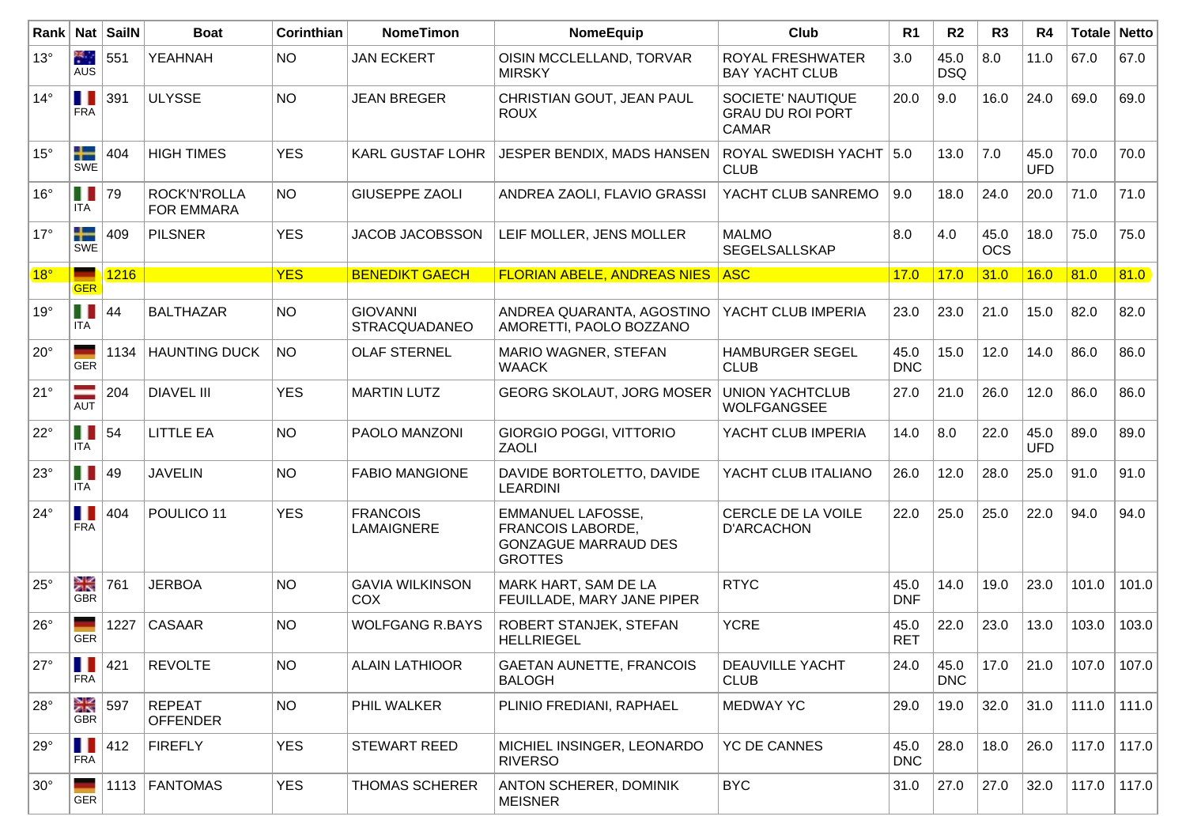| Rank | Nat | SailN | Boat | Corinthian | NomeTimon | NomeEquip | Club | R1 | R2 | R3 | R4 | Totale | Netto |
|---|---|---|---|---|---|---|---|---|---|---|---|---|---|
| 13° | AUS | 551 | YEAHNAH | NO | JAN ECKERT | OISIN MCCLELLAND, TORVAR MIRSKY | ROYAL FRESHWATER BAY YACHT CLUB | 3.0 | 45.0 DSQ | 8.0 | 11.0 | 67.0 | 67.0 |
| 14° | FRA | 391 | ULYSSE | NO | JEAN BREGER | CHRISTIAN GOUT, JEAN PAUL ROUX | SOCIETE' NAUTIQUE GRAU DU ROI PORT CAMAR | 20.0 | 9.0 | 16.0 | 24.0 | 69.0 | 69.0 |
| 15° | SWE | 404 | HIGH TIMES | YES | KARL GUSTAF LOHR | JESPER BENDIX, MADS HANSEN | ROYAL SWEDISH YACHT CLUB | 5.0 | 13.0 | 7.0 | 45.0 UFD | 70.0 | 70.0 |
| 16° | ITA | 79 | ROCK'N'ROLLA FOR EMMARA | NO | GIUSEPPE ZAOLI | ANDREA ZAOLI, FLAVIO GRASSI | YACHT CLUB SANREMO | 9.0 | 18.0 | 24.0 | 20.0 | 71.0 | 71.0 |
| 17° | SWE | 409 | PILSNER | YES | JACOB JACOBSSON | LEIF MOLLER, JENS MOLLER | MALMO SEGELSALLSKAP | 8.0 | 4.0 | 45.0 OCS | 18.0 | 75.0 | 75.0 |
| 18° | GER | 1216 | | YES | BENEDIKT GAECH | FLORIAN ABELE, ANDREAS NIES | ASC | 17.0 | 17.0 | 31.0 | 16.0 | 81.0 | 81.0 |
| 19° | ITA | 44 | BALTHAZAR | NO | GIOVANNI STRACQUADANEO | ANDREA QUARANTA, AGOSTINO AMORETTI, PAOLO BOZZANO | YACHT CLUB IMPERIA | 23.0 | 23.0 | 21.0 | 15.0 | 82.0 | 82.0 |
| 20° | GER | 1134 | HAUNTING DUCK | NO | OLAF STERNEL | MARIO WAGNER, STEFAN WAACK | HAMBURGER SEGEL CLUB | 45.0 DNC | 15.0 | 12.0 | 14.0 | 86.0 | 86.0 |
| 21° | AUT | 204 | DIAVEL III | YES | MARTIN LUTZ | GEORG SKOLAUT, JORG MOSER | UNION YACHTCLUB WOLFGANGSEE | 27.0 | 21.0 | 26.0 | 12.0 | 86.0 | 86.0 |
| 22° | ITA | 54 | LITTLE EA | NO | PAOLO MANZONI | GIORGIO POGGI, VITTORIO ZAOLI | YACHT CLUB IMPERIA | 14.0 | 8.0 | 22.0 | 45.0 UFD | 89.0 | 89.0 |
| 23° | ITA | 49 | JAVELIN | NO | FABIO MANGIONE | DAVIDE BORTOLETTO, DAVIDE LEARDINI | YACHT CLUB ITALIANO | 26.0 | 12.0 | 28.0 | 25.0 | 91.0 | 91.0 |
| 24° | FRA | 404 | POULICO 11 | YES | FRANCOIS LAMAIGNERE | EMMANUEL LAFOSSE, FRANCOIS LABORDE, GONZAGUE MARRAUD DES GROTTES | CERCLE DE LA VOILE D'ARCACHON | 22.0 | 25.0 | 25.0 | 22.0 | 94.0 | 94.0 |
| 25° | GBR | 761 | JERBOA | NO | GAVIA WILKINSON COX | MARK HART, SAM DE LA FEUILLADE, MARY JANE PIPER | RTYC | 45.0 DNF | 14.0 | 19.0 | 23.0 | 101.0 | 101.0 |
| 26° | GER | 1227 | CASAAR | NO | WOLFGANG R.BAYS | ROBERT STANJEK, STEFAN HELLRIEGEL | YCRE | 45.0 RET | 22.0 | 23.0 | 13.0 | 103.0 | 103.0 |
| 27° | FRA | 421 | REVOLTE | NO | ALAIN LATHIOOR | GAETAN AUNETTE, FRANCOIS BALOGH | DEAUVILLE YACHT CLUB | 24.0 | 45.0 DNC | 17.0 | 21.0 | 107.0 | 107.0 |
| 28° | GBR | 597 | REPEAT OFFENDER | NO | PHIL WALKER | PLINIO FREDIANI, RAPHAEL | MEDWAY YC | 29.0 | 19.0 | 32.0 | 31.0 | 111.0 | 111.0 |
| 29° | FRA | 412 | FIREFLY | YES | STEWART REED | MICHIEL INSINGER, LEONARDO RIVERSO | YC DE CANNES | 45.0 DNC | 28.0 | 18.0 | 26.0 | 117.0 | 117.0 |
| 30° | GER | 1113 | FANTOMAS | YES | THOMAS SCHERER | ANTON SCHERER, DOMINIK MEISNER | BYC | 31.0 | 27.0 | 27.0 | 32.0 | 117.0 | 117.0 |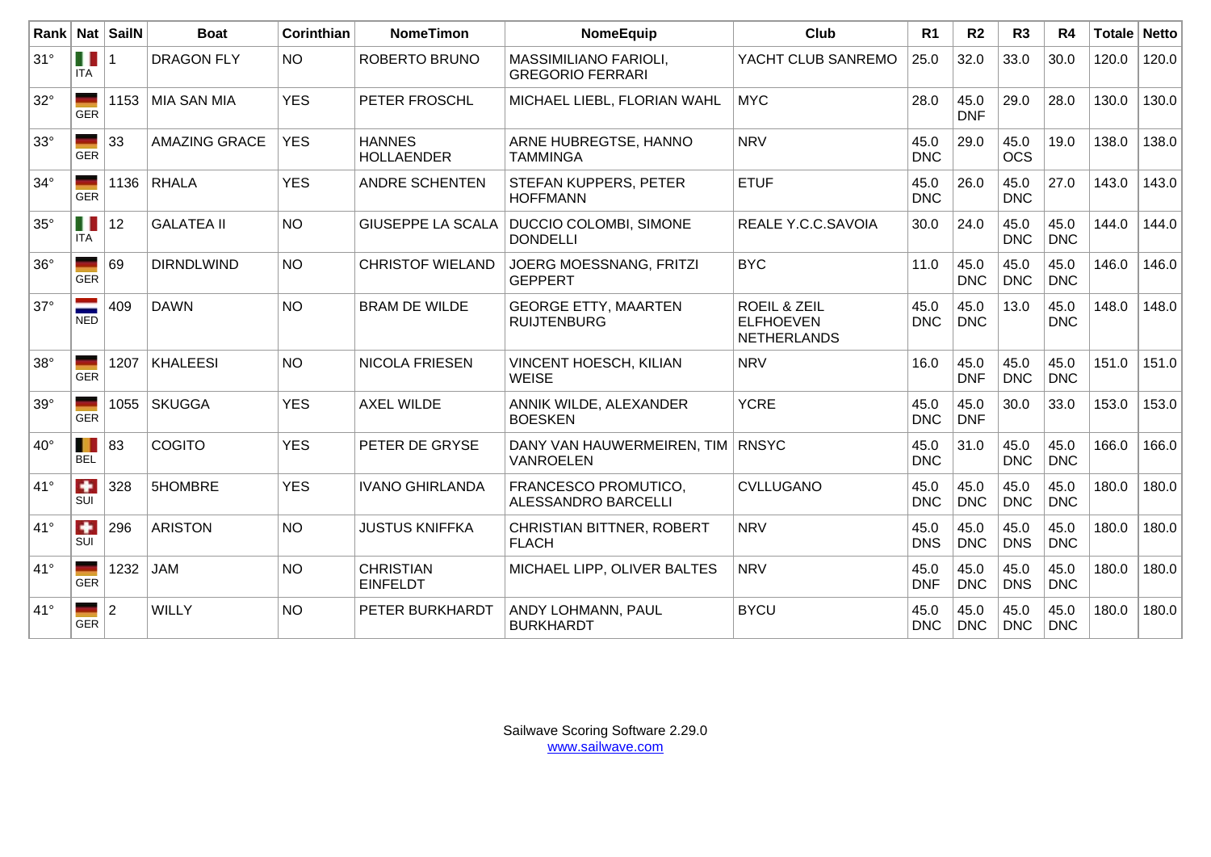| Rank | Nat | SailN | Boat | Corinthian | NomeTimon | NomeEquip | Club | R1 | R2 | R3 | R4 | Totale | Netto |
|---|---|---|---|---|---|---|---|---|---|---|---|---|---|
| 31° | ITA | 1 | DRAGON FLY | NO | ROBERTO BRUNO | MASSIMILIANO FARIOLI, GREGORIO FERRARI | YACHT CLUB SANREMO | 25.0 | 32.0 | 33.0 | 30.0 | 120.0 | 120.0 |
| 32° | GER | 1153 | MIA SAN MIA | YES | PETER FROSCHL | MICHAEL LIEBL, FLORIAN WAHL | MYC | 28.0 | 45.0 DNF | 29.0 | 28.0 | 130.0 | 130.0 |
| 33° | GER | 33 | AMAZING GRACE | YES | HANNES HOLLAENDER | ARNE HUBREGTSE, HANNO TAMMINGA | NRV | 45.0 DNC | 29.0 | 45.0 OCS | 19.0 | 138.0 | 138.0 |
| 34° | GER | 1136 | RHALA | YES | ANDRE SCHENTEN | STEFAN KUPPERS, PETER HOFFMANN | ETUF | 45.0 DNC | 26.0 | 45.0 DNC | 27.0 | 143.0 | 143.0 |
| 35° | ITA | 12 | GALATEA II | NO | GIUSEPPE LA SCALA | DUCCIO COLOMBI, SIMONE DONDELLI | REALE Y.C.C.SAVOIA | 30.0 | 24.0 | 45.0 DNC | 45.0 DNC | 144.0 | 144.0 |
| 36° | GER | 69 | DIRNDLWIND | NO | CHRISTOF WIELAND | JOERG MOESSNANG, FRITZI GEPPERT | BYC | 11.0 | 45.0 DNC | 45.0 DNC | 45.0 DNC | 146.0 | 146.0 |
| 37° | NED | 409 | DAWN | NO | BRAM DE WILDE | GEORGE ETTY, MAARTEN RUIJTENBURG | ROEIL & ZEIL ELFHOEVEN NETHERLANDS | 45.0 DNC | 45.0 DNC | 13.0 | 45.0 DNC | 148.0 | 148.0 |
| 38° | GER | 1207 | KHALEESI | NO | NICOLA FRIESEN | VINCENT HOESCH, KILIAN WEISE | NRV | 16.0 | 45.0 DNF | 45.0 DNC | 45.0 DNC | 151.0 | 151.0 |
| 39° | GER | 1055 | SKUGGA | YES | AXEL WILDE | ANNIK WILDE, ALEXANDER BOESKEN | YCRE | 45.0 DNC | 45.0 DNF | 30.0 | 33.0 | 153.0 | 153.0 |
| 40° | BEL | 83 | COGITO | YES | PETER DE GRYSE | DANY VAN HAUWERMEIREN, TIM VANROELEN | RNSYC | 45.0 DNC | 31.0 | 45.0 DNC | 45.0 DNC | 166.0 | 166.0 |
| 41° | SUI | 328 | 5HOMBRE | YES | IVANO GHIRLANDA | FRANCESCO PROMUTICO, ALESSANDRO BARCELLI | CVLLUGANO | 45.0 DNC | 45.0 DNC | 45.0 DNC | 45.0 DNC | 180.0 | 180.0 |
| 41° | SUI | 296 | ARISTON | NO | JUSTUS KNIFFKA | CHRISTIAN BITTNER, ROBERT FLACH | NRV | 45.0 DNS | 45.0 DNC | 45.0 DNS | 45.0 DNC | 180.0 | 180.0 |
| 41° | GER | 1232 | JAM | NO | CHRISTIAN EINFELDT | MICHAEL LIPP, OLIVER BALTES | NRV | 45.0 DNF | 45.0 DNC | 45.0 DNS | 45.0 DNC | 180.0 | 180.0 |
| 41° | GER | 2 | WILLY | NO | PETER BURKHARDT | ANDY LOHMANN, PAUL BURKHARDT | BYCU | 45.0 DNC | 45.0 DNC | 45.0 DNC | 45.0 DNC | 180.0 | 180.0 |

Sailwave Scoring Software 2.29.0
www.sailwave.com